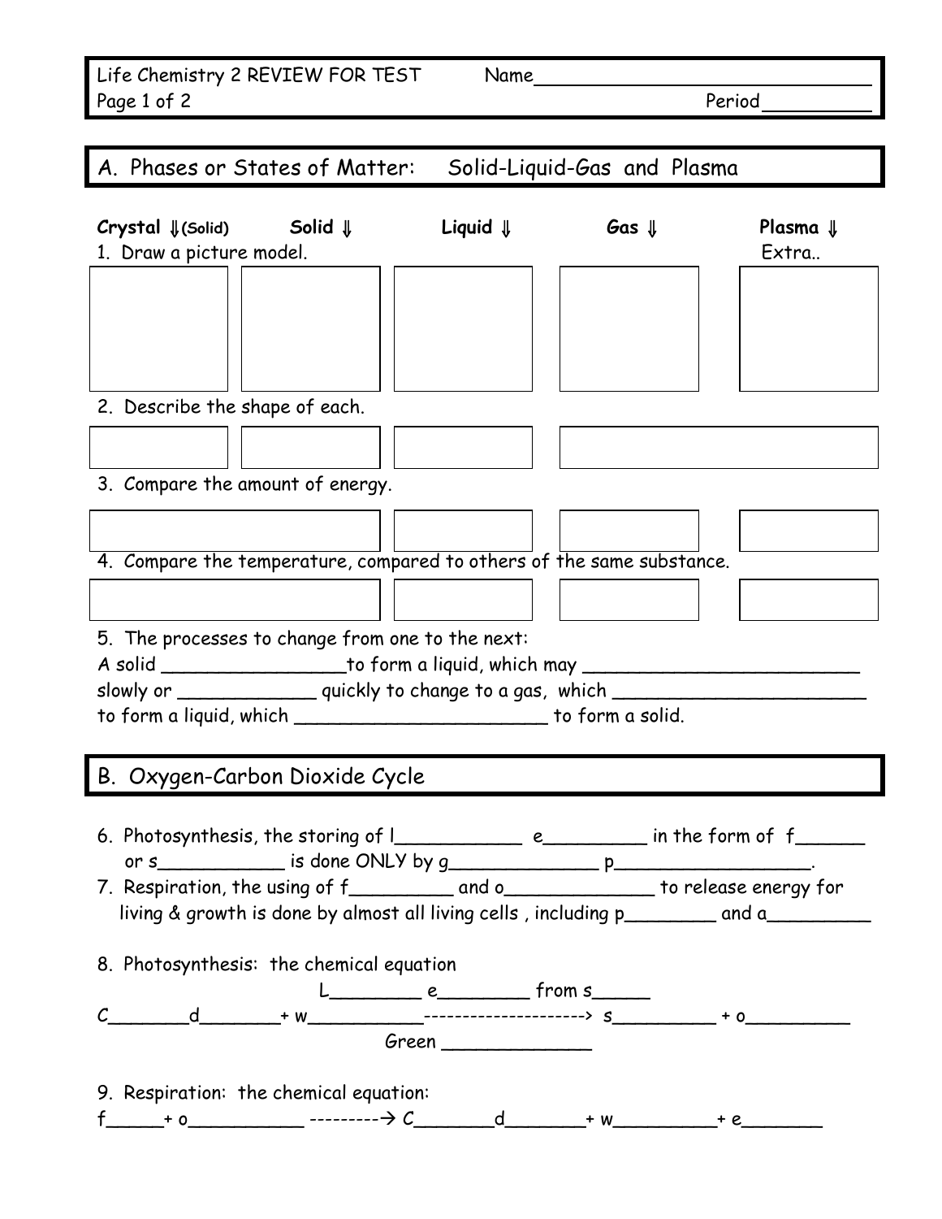Life Chemistry 2 REVIEW FOR TEST Name_______________________________

Period_________

## A. Phases or States of Matter: Solid-Liquid-Gas and Plasma

| **Crystal ⇓ (Solid)** | **Solid ⇓** | **Liquid ⇓** | **Gas ⇓** | **Plasma ⇓** |
|---|---|---|---|---|

1. Draw a picture model. Extra..

| Crystal | Solid | Liquid | Gas | Plasma |
|---|---|---|---|---|
| | | | | |

2. Describe the shape of each.

| Crystal | Solid | Liquid | Gas / Plasma |
|---|---|---|---|
| | | | |

3. Compare the amount of energy.

| Crystal / Solid | Liquid | Gas | Plasma |
|---|---|---|---|
| | | | |

4. Compare the temperature, compared to others of the same substance.

| Crystal / Solid | Liquid | Gas | Plasma |
|---|---|---|---|
| | | | |

5. The processes to change from one to the next:

A solid ________________to form a liquid, which may ________________________ slowly or ____________ quickly to change to a gas, which ______________________ to form a liquid, which ______________________ to form a solid.

## B. Oxygen-Carbon Dioxide Cycle

6. Photosynthesis, the storing of l___________ e_________ in the form of f______ or s___________ is done ONLY by g_____________ p_________________.
7. Respiration, the using of f_________ and o_____________ to release energy for living & growth is done by almost all living cells , including p________ and a_________

8. Photosynthesis: the chemical equation

L________ e________ from s_____

C_______d_______+ w__________--------------------> s_________ + o_________

Green _____________

9. Respiration: the chemical equation:

f_____+ o__________ ---------→ C_______d_______+ w_________+ e_______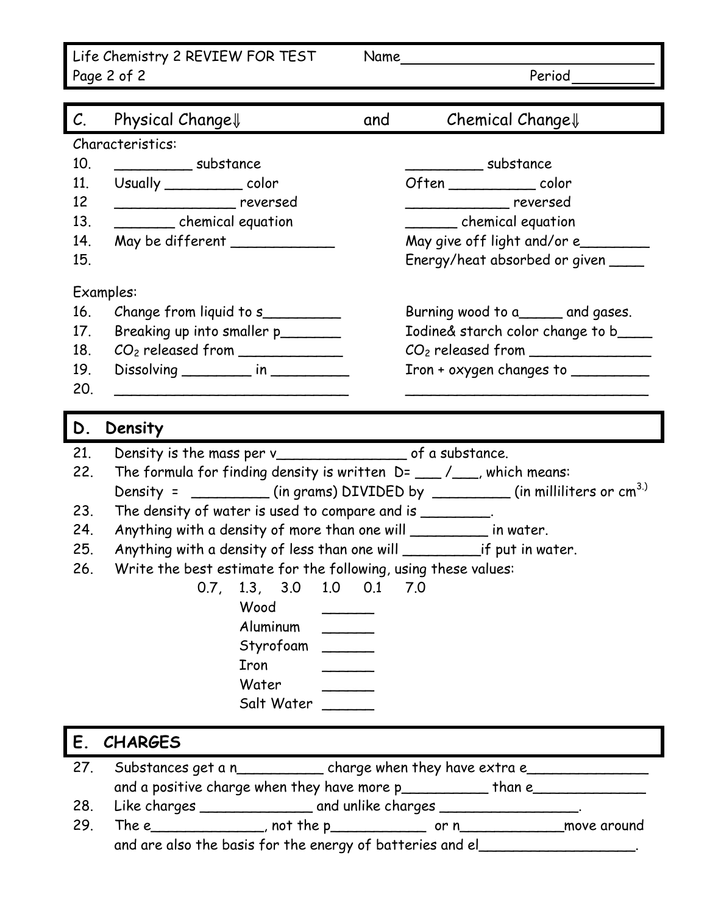Life Chemistry 2 REVIEW FOR TEST Name_______________________________

Period_________

## C. Physical Change⇓ and Chemical Change⇓

Characteristics:

| | Physical Change | Chemical Change |
|---|---|---|
| 10. | _________ substance | _________ substance |
| 11. | Usually _________ color | Often __________ color |
| 12 | ______________ reversed | ____________ reversed |
| 13. | _______ chemical equation | ______ chemical equation |
| 14. | May be different ____________ | May give off light and/or e________ |
| 15. | | Energy/heat absorbed or given ____ |

Examples:

| | Physical Change | Chemical Change |
|---|---|---|
| 16. | Change from liquid to s_________ | Burning wood to a_____ and gases. |
| 17. | Breaking up into smaller p_______ | Iodine& starch color change to b____ |
| 18. | $CO_2$ released from ____________ | $CO_2$ released from ______________ |
| 19. | Dissolving ________ in _________ | Iron + oxygen changes to _________ |
| 20. | ____________________________ | _____________________________ |

## D. Density

21. Density is the mass per v_______________ of a substance.
22. The formula for finding density is written D= ___ /___, which means:
    Density = _________ (in grams) DIVIDED by _________ (in milliliters or $cm^3$.)
23. The density of water is used to compare and is ________.
24. Anything with a density of more than one will _________ in water.
25. Anything with a density of less than one will _________if put in water.
26. Write the best estimate for the following, using these values:
    0.7, 1.3, 3.0 1.0 0.1 7.0
    - Wood ______
    - Aluminum ______
    - Styrofoam ______
    - Iron ______
    - Water ______
    - Salt Water ______

## E. CHARGES

27. Substances get a n__________ charge when they have extra e______________ and a positive charge when they have more p__________ than e_____________
28. Like charges _____________ and unlike charges ________________.
29. The e_____________, not the p___________ or n____________move around and are also the basis for the energy of batteries and el__________________.